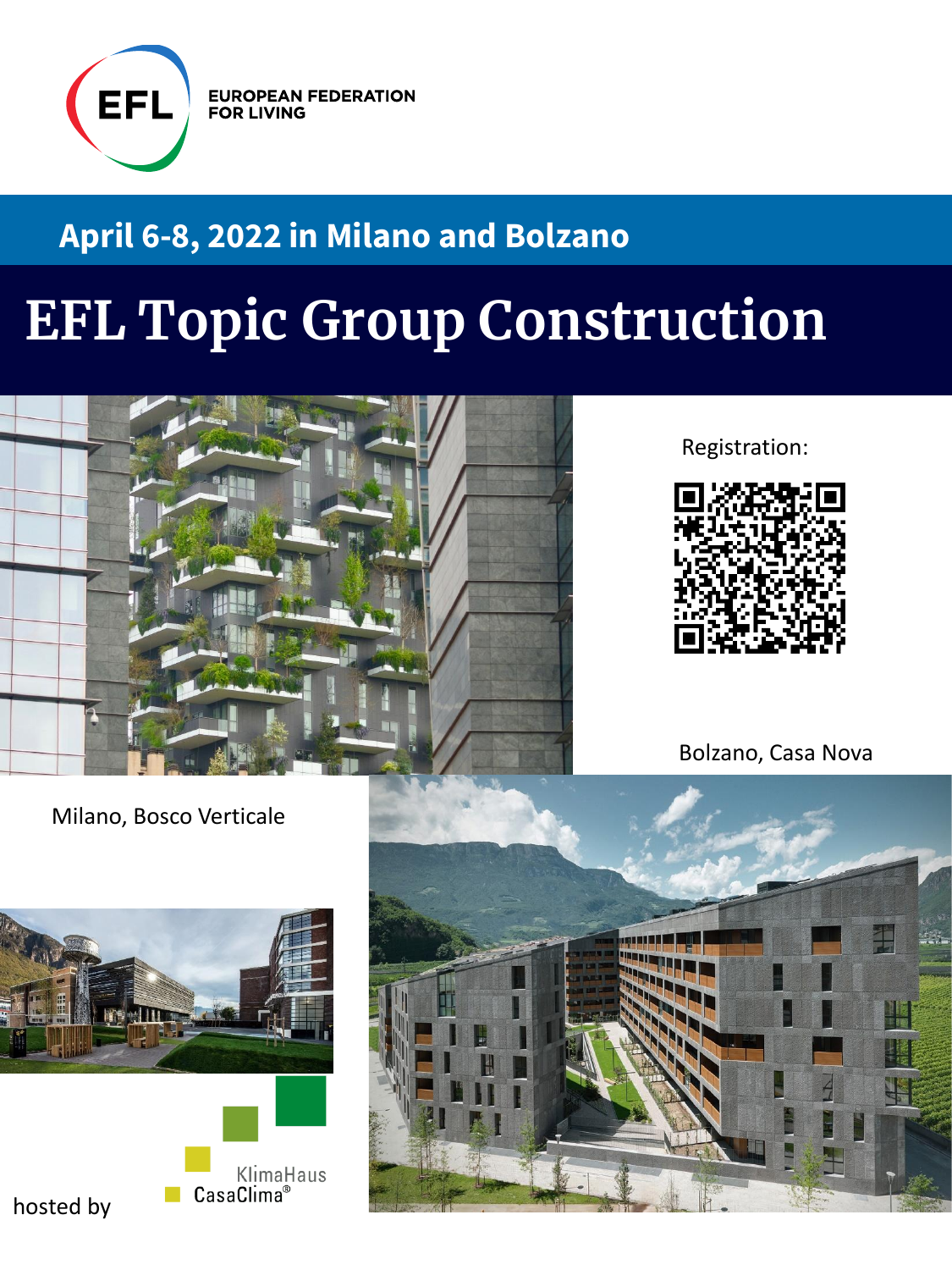EUROPEAN FEDERATION FOR LIVING

**April 6-8, 2022 in Milano and Bolzano**

# EFL Topic Group Construction

Registration:

Bolzano, Casa Nova

Milano, Bosco Verticale

hosted by KlimaHaus CasaClima®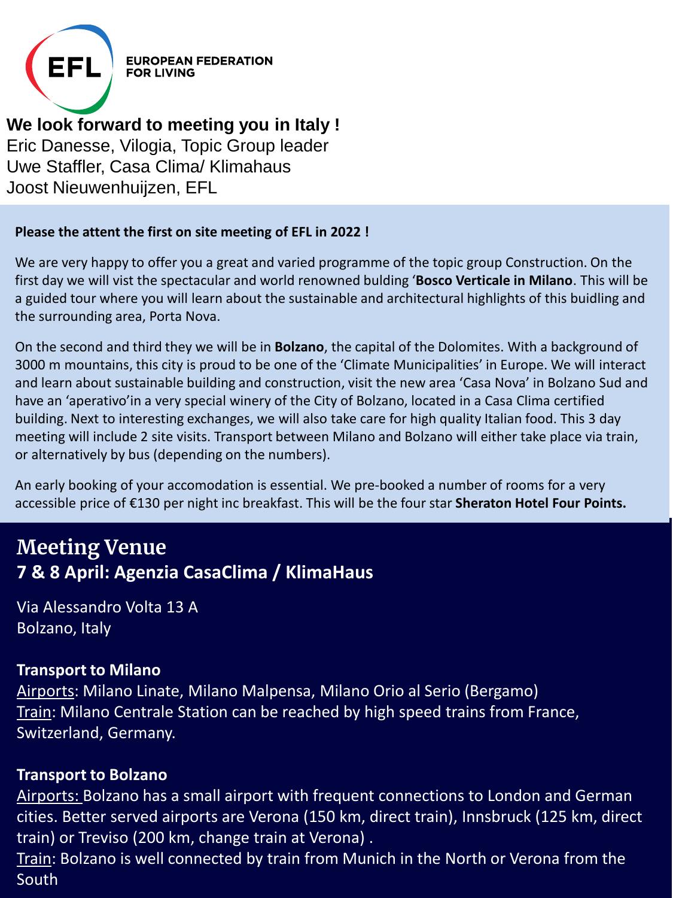**EFL**
**EUROPEAN FEDERATION FOR LIVING**

**We look forward to meeting you in Italy !**
Eric Danesse, Vilogia, Topic Group leader
Uwe Staffler, Casa Clima/ Klimahaus
Joost Nieuwenhuijzen, EFL

**Please the attent the first on site meeting of EFL in 2022 !**

We are very happy to offer you a great and varied programme of the topic group Construction. On the first day we will vist the spectacular and world renowned bulding '**Bosco Verticale in Milano**. This will be a guided tour where you will learn about the sustainable and architectural highlights of this buidling and the surrounding area, Porta Nova.

On the second and third they we will be in **Bolzano**, the capital of the Dolomites. With a background of 3000 m mountains, this city is proud to be one of the 'Climate Municipalities' in Europe. We will interact and learn about sustainable building and construction, visit the new area 'Casa Nova' in Bolzano Sud and have an 'aperativo'in a very special winery of the City of Bolzano, located in a Casa Clima certified building. Next to interesting exchanges, we will also take care for high quality Italian food. This 3 day meeting will include 2 site visits. Transport between Milano and Bolzano will either take place via train, or alternatively by bus (depending on the numbers).

An early booking of your accomodation is essential. We pre-booked a number of rooms for a very accessible price of €130 per night inc breakfast. This will be the four star **Sheraton Hotel Four Points.**

## Meeting Venue

### 7 & 8 April: Agenzia CasaClima / KlimaHaus

Via Alessandro Volta 13 A
Bolzano, Italy

**Transport to Milano**

Airports: Milano Linate, Milano Malpensa, Milano Orio al Serio (Bergamo)
Train: Milano Centrale Station can be reached by high speed trains from France, Switzerland, Germany.

**Transport to Bolzano**

Airports: Bolzano has a small airport with frequent connections to London and German cities. Better served airports are Verona (150 km, direct train), Innsbruck (125 km, direct train) or Treviso (200 km, change train at Verona) .
Train: Bolzano is well connected by train from Munich in the North or Verona from the South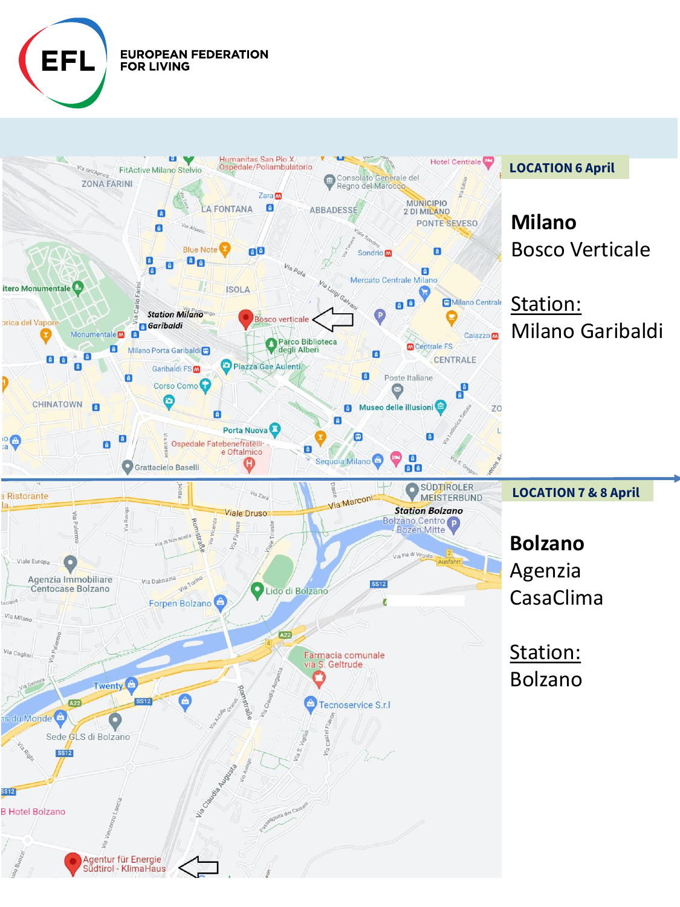EUROPEAN FEDERATION FOR LIVING

## LOCATION 6 April

**Milano**

Bosco Verticale

Station:

Milano Garibaldi

## LOCATION 7 & 8 April

**Bolzano**

Agenzia CasaClima

Station:

Bolzano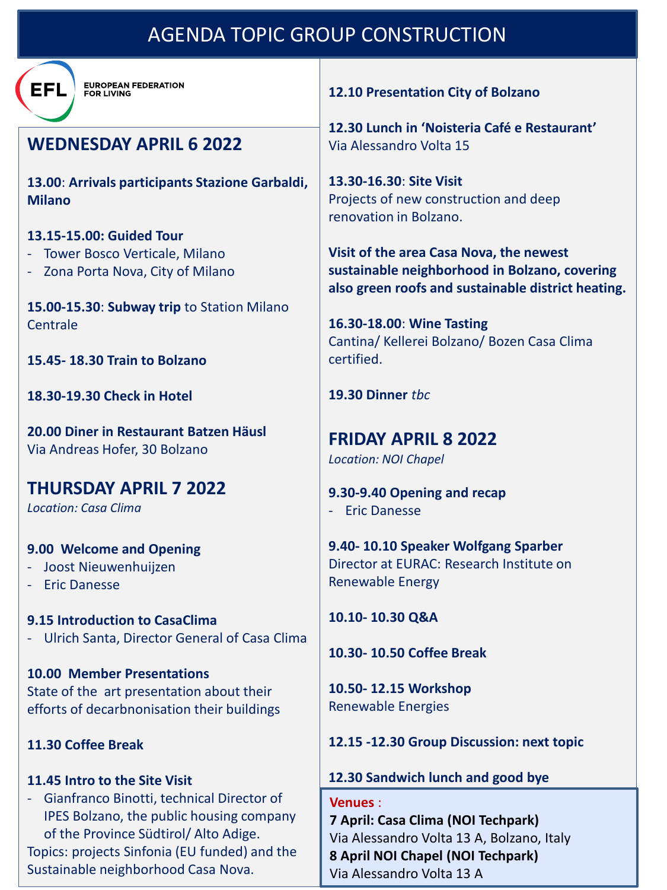# AGENDA TOPIC GROUP CONSTRUCTION

EUROPEAN FEDERATION FOR LIVING

## WEDNESDAY APRIL 6 2022

**13.00**: **Arrivals participants Stazione Garbaldi, Milano**

**13.15-15.00: Guided Tour**
- Tower Bosco Verticale, Milano
- Zona Porta Nova, City of Milano

**15.00-15.30**: **Subway trip** to Station Milano Centrale

**15.45- 18.30 Train to Bolzano**

**18.30-19.30 Check in Hotel**

**20.00 Diner in Restaurant Batzen Häusl**
Via Andreas Hofer, 30 Bolzano

## THURSDAY APRIL 7 2022

*Location: Casa Clima*

**9.00 Welcome and Opening**
- Joost Nieuwenhuijzen
- Eric Danesse

**9.15 Introduction to CasaClima**
- Ulrich Santa, Director General of Casa Clima

**10.00 Member Presentations**
State of the art presentation about their efforts of decarbnonisation their buildings

**11.30 Coffee Break**

**11.45 Intro to the Site Visit**
- Gianfranco Binotti, technical Director of IPES Bolzano, the public housing company of the Province Südtirol/ Alto Adige.

Topics: projects Sinfonia (EU funded) and the Sustainable neighborhood Casa Nova.

**12.10 Presentation City of Bolzano**

**12.30 Lunch in 'Noisteria Café e Restaurant'**
Via Alessandro Volta 15

**13.30-16.30**: **Site Visit**
Projects of new construction and deep renovation in Bolzano.

**Visit of the area Casa Nova, the newest sustainable neighborhood in Bolzano, covering also green roofs and sustainable district heating.**

**16.30-18.00**: **Wine Tasting**
Cantina/ Kellerei Bolzano/ Bozen Casa Clima certified.

**19.30 Dinner** *tbc*

## FRIDAY APRIL 8 2022

*Location: NOI Chapel*

**9.30-9.40 Opening and recap**
- Eric Danesse

**9.40- 10.10 Speaker Wolfgang Sparber**
Director at EURAC: Research Institute on Renewable Energy

**10.10- 10.30 Q&A**

**10.30- 10.50 Coffee Break**

**10.50- 12.15 Workshop**
Renewable Energies

**12.15 -12.30 Group Discussion: next topic**

**12.30 Sandwich lunch and good bye**

**Venues** :
**7 April: Casa Clima (NOI Techpark)**
Via Alessandro Volta 13 A, Bolzano, Italy
**8 April NOI Chapel (NOI Techpark)**
Via Alessandro Volta 13 A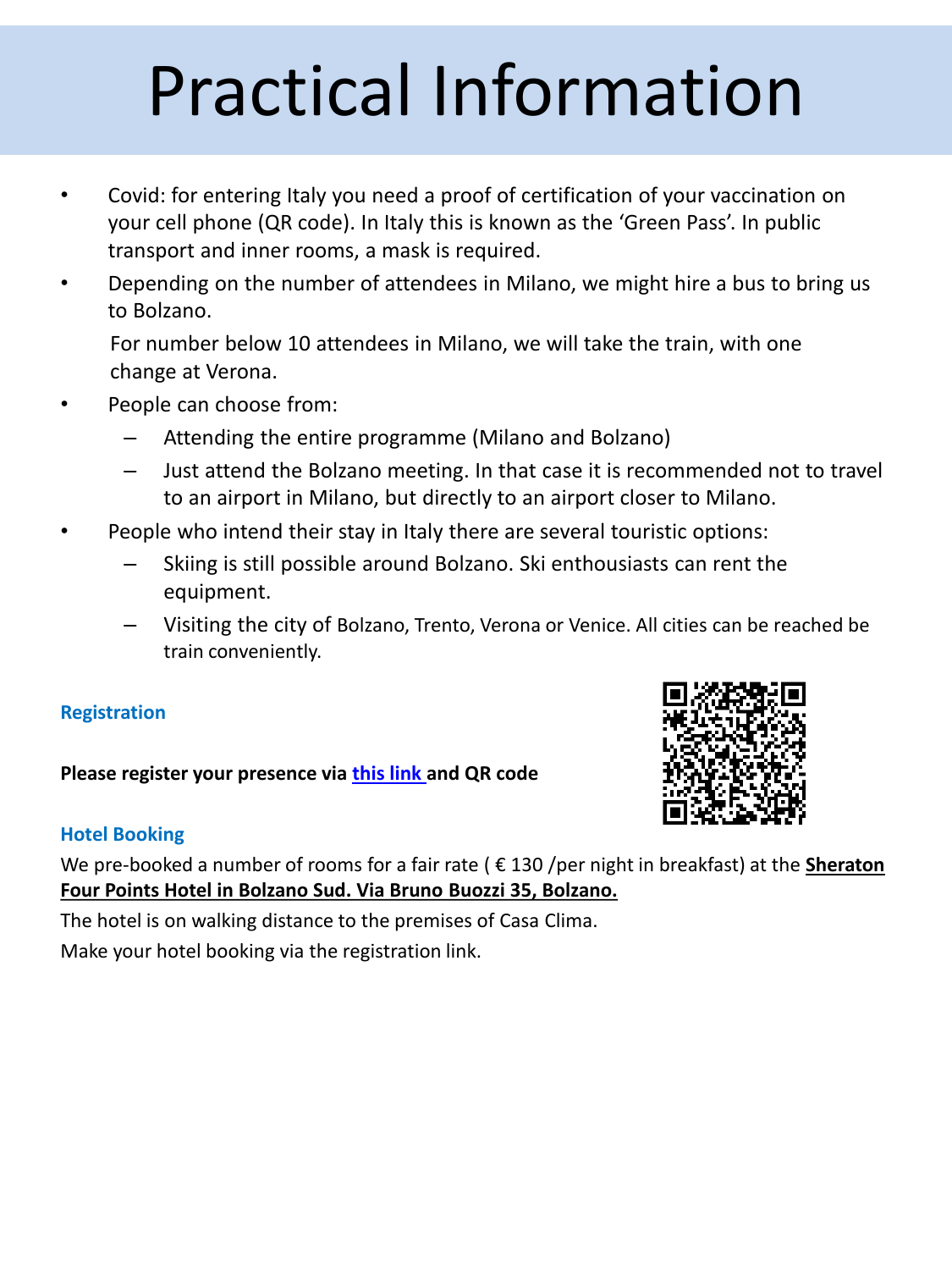# Practical Information

- Covid: for entering Italy you need a proof of certification of your vaccination on your cell phone (QR code). In Italy this is known as the 'Green Pass'. In public transport and inner rooms, a mask is required.
- Depending on the number of attendees in Milano, we might hire a bus to bring us to Bolzano.

  For number below 10 attendees in Milano, we will take the train, with one change at Verona.
- People can choose from:
  - Attending the entire programme (Milano and Bolzano)
  - Just attend the Bolzano meeting. In that case it is recommended not to travel to an airport in Milano, but directly to an airport closer to Milano.
- People who intend their stay in Italy there are several touristic options:
  - Skiing is still possible around Bolzano. Ski enthousiasts can rent the equipment.
  - Visiting the city of Bolzano, Trento, Verona or Venice. All cities can be reached be train conveniently.

### Registration

**Please register your presence via this link and QR code**

### Hotel Booking

We pre-booked a number of rooms for a fair rate ( € 130 /per night in breakfast) at the **Sheraton Four Points Hotel in Bolzano Sud. Via Bruno Buozzi 35, Bolzano.**

The hotel is on walking distance to the premises of Casa Clima.

Make your hotel booking via the registration link.